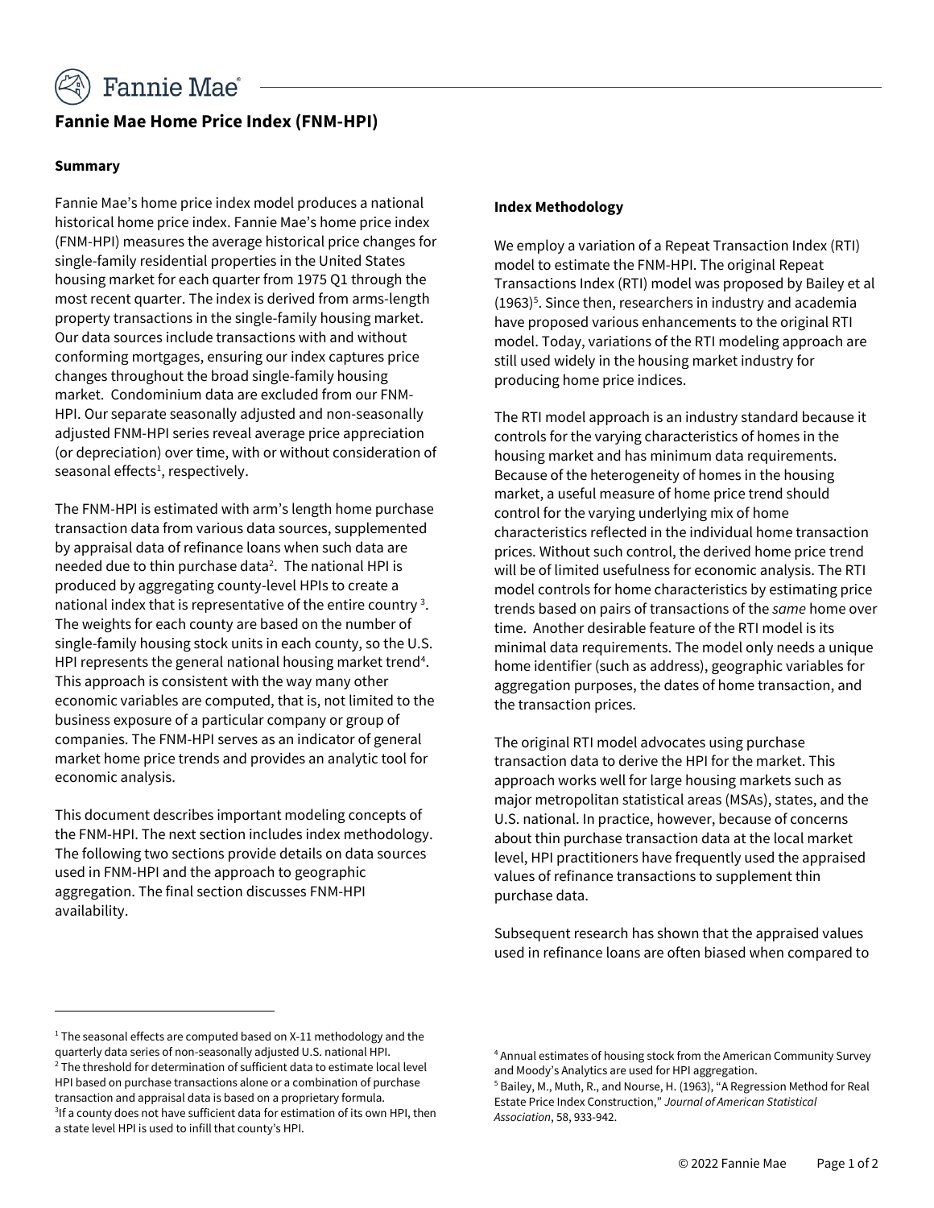# Fannie Mae Home Price Index (FNM-HPI)

## Summary

Fannie Mae's home price index model produces a national historical home price index. Fannie Mae's home price index (FNM-HPI) measures the average historical price changes for single-family residential properties in the United States housing market for each quarter from 1975 Q1 through the most recent quarter. The index is derived from arms-length property transactions in the single-family housing market. Our data sources include transactions with and without conforming mortgages, ensuring our index captures price changes throughout the broad single-family housing market. Condominium data are excluded from our FNM-HPI. Our separate seasonally adjusted and non-seasonally adjusted FNM-HPI series reveal average price appreciation (or depreciation) over time, with or without consideration of seasonal effects[1], respectively.

The FNM-HPI is estimated with arm's length home purchase transaction data from various data sources, supplemented by appraisal data of refinance loans when such data are needed due to thin purchase data[2]. The national HPI is produced by aggregating county-level HPIs to create a national index that is representative of the entire country [3]. The weights for each county are based on the number of single-family housing stock units in each county, so the U.S. HPI represents the general national housing market trend[4]. This approach is consistent with the way many other economic variables are computed, that is, not limited to the business exposure of a particular company or group of companies. The FNM-HPI serves as an indicator of general market home price trends and provides an analytic tool for economic analysis.

This document describes important modeling concepts of the FNM-HPI. The next section includes index methodology. The following two sections provide details on data sources used in FNM-HPI and the approach to geographic aggregation. The final section discusses FNM-HPI availability.

## Index Methodology

We employ a variation of a Repeat Transaction Index (RTI) model to estimate the FNM-HPI. The original Repeat Transactions Index (RTI) model was proposed by Bailey et al (1963)[5]. Since then, researchers in industry and academia have proposed various enhancements to the original RTI model. Today, variations of the RTI modeling approach are still used widely in the housing market industry for producing home price indices.

The RTI model approach is an industry standard because it controls for the varying characteristics of homes in the housing market and has minimum data requirements. Because of the heterogeneity of homes in the housing market, a useful measure of home price trend should control for the varying underlying mix of home characteristics reflected in the individual home transaction prices. Without such control, the derived home price trend will be of limited usefulness for economic analysis. The RTI model controls for home characteristics by estimating price trends based on pairs of transactions of the *same* home over time. Another desirable feature of the RTI model is its minimal data requirements. The model only needs a unique home identifier (such as address), geographic variables for aggregation purposes, the dates of home transaction, and the transaction prices.

The original RTI model advocates using purchase transaction data to derive the HPI for the market. This approach works well for large housing markets such as major metropolitan statistical areas (MSAs), states, and the U.S. national. In practice, however, because of concerns about thin purchase transaction data at the local market level, HPI practitioners have frequently used the appraised values of refinance transactions to supplement thin purchase data.

Subsequent research has shown that the appraised values used in refinance loans are often biased when compared to

---

[1] The seasonal effects are computed based on X-11 methodology and the quarterly data series of non-seasonally adjusted U.S. national HPI.

[2] The threshold for determination of sufficient data to estimate local level HPI based on purchase transactions alone or a combination of purchase transaction and appraisal data is based on a proprietary formula.

[3] If a county does not have sufficient data for estimation of its own HPI, then a state level HPI is used to infill that county's HPI.

[4] Annual estimates of housing stock from the American Community Survey and Moody's Analytics are used for HPI aggregation.

[5] Bailey, M., Muth, R., and Nourse, H. (1963), "A Regression Method for Real Estate Price Index Construction," *Journal of American Statistical Association*, 58, 933-942.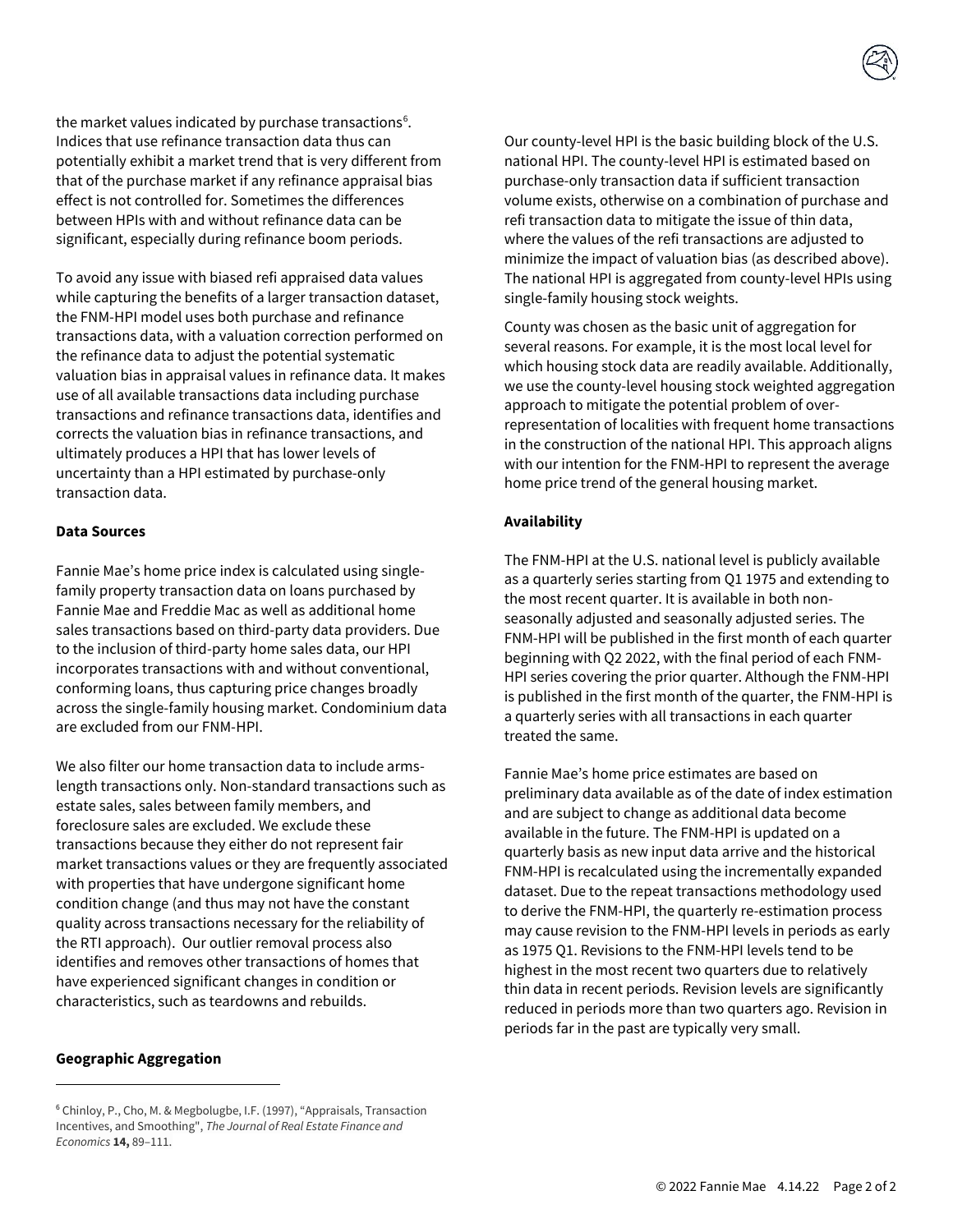the market values indicated by purchase transactions[6]. Indices that use refinance transaction data thus can potentially exhibit a market trend that is very different from that of the purchase market if any refinance appraisal bias effect is not controlled for. Sometimes the differences between HPIs with and without refinance data can be significant, especially during refinance boom periods.

To avoid any issue with biased refi appraised data values while capturing the benefits of a larger transaction dataset, the FNM-HPI model uses both purchase and refinance transactions data, with a valuation correction performed on the refinance data to adjust the potential systematic valuation bias in appraisal values in refinance data. It makes use of all available transactions data including purchase transactions and refinance transactions data, identifies and corrects the valuation bias in refinance transactions, and ultimately produces a HPI that has lower levels of uncertainty than a HPI estimated by purchase-only transaction data.

**Data Sources**

Fannie Mae's home price index is calculated using single-family property transaction data on loans purchased by Fannie Mae and Freddie Mac as well as additional home sales transactions based on third-party data providers. Due to the inclusion of third-party home sales data, our HPI incorporates transactions with and without conventional, conforming loans, thus capturing price changes broadly across the single-family housing market. Condominium data are excluded from our FNM-HPI.

We also filter our home transaction data to include arms-length transactions only. Non-standard transactions such as estate sales, sales between family members, and foreclosure sales are excluded. We exclude these transactions because they either do not represent fair market transactions values or they are frequently associated with properties that have undergone significant home condition change (and thus may not have the constant quality across transactions necessary for the reliability of the RTI approach). Our outlier removal process also identifies and removes other transactions of homes that have experienced significant changes in condition or characteristics, such as teardowns and rebuilds.

**Geographic Aggregation**

Our county-level HPI is the basic building block of the U.S. national HPI. The county-level HPI is estimated based on purchase-only transaction data if sufficient transaction volume exists, otherwise on a combination of purchase and refi transaction data to mitigate the issue of thin data, where the values of the refi transactions are adjusted to minimize the impact of valuation bias (as described above). The national HPI is aggregated from county-level HPIs using single-family housing stock weights.

County was chosen as the basic unit of aggregation for several reasons. For example, it is the most local level for which housing stock data are readily available. Additionally, we use the county-level housing stock weighted aggregation approach to mitigate the potential problem of over-representation of localities with frequent home transactions in the construction of the national HPI. This approach aligns with our intention for the FNM-HPI to represent the average home price trend of the general housing market.

**Availability**

The FNM-HPI at the U.S. national level is publicly available as a quarterly series starting from Q1 1975 and extending to the most recent quarter. It is available in both non-seasonally adjusted and seasonally adjusted series. The FNM-HPI will be published in the first month of each quarter beginning with Q2 2022, with the final period of each FNM-HPI series covering the prior quarter. Although the FNM-HPI is published in the first month of the quarter, the FNM-HPI is a quarterly series with all transactions in each quarter treated the same.

Fannie Mae's home price estimates are based on preliminary data available as of the date of index estimation and are subject to change as additional data become available in the future. The FNM-HPI is updated on a quarterly basis as new input data arrive and the historical FNM-HPI is recalculated using the incrementally expanded dataset. Due to the repeat transactions methodology used to derive the FNM-HPI, the quarterly re-estimation process may cause revision to the FNM-HPI levels in periods as early as 1975 Q1. Revisions to the FNM-HPI levels tend to be highest in the most recent two quarters due to relatively thin data in recent periods. Revision levels are significantly reduced in periods more than two quarters ago. Revision in periods far in the past are typically very small.

[6] Chinloy, P., Cho, M. & Megbolugbe, I.F. (1997), "Appraisals, Transaction Incentives, and Smoothing", *The Journal of Real Estate Finance and Economics* **14,** 89–111.